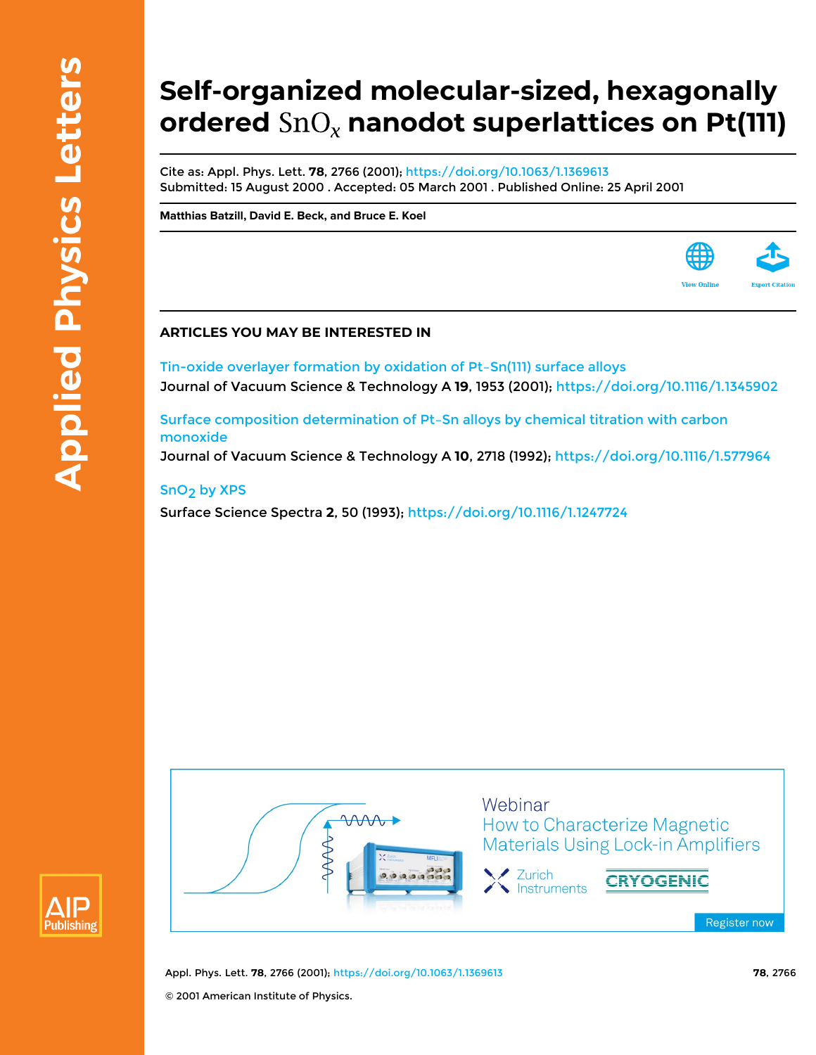# Self-organized molecular-sized, hexagonally ordered $SnO_x$ nanodot superlattices on Pt(111)

Cite as: Appl. Phys. Lett. **78**, 2766 (2001); https://doi.org/10.1063/1.1369613
Submitted: 15 August 2000 . Accepted: 05 March 2001 . Published Online: 25 April 2001

**Matthias Batzill, David E. Beck, and Bruce E. Koel**

## ARTICLES YOU MAY BE INTERESTED IN

Tin-oxide overlayer formation by oxidation of Pt–Sn(111) surface alloys
Journal of Vacuum Science & Technology A **19**, 1953 (2001); https://doi.org/10.1116/1.1345902

Surface composition determination of Pt–Sn alloys by chemical titration with carbon monoxide
Journal of Vacuum Science & Technology A **10**, 2718 (1992); https://doi.org/10.1116/1.577964

$SnO_2$ by XPS
Surface Science Spectra **2**, 50 (1993); https://doi.org/10.1116/1.1247724

© 2001 American Institute of Physics.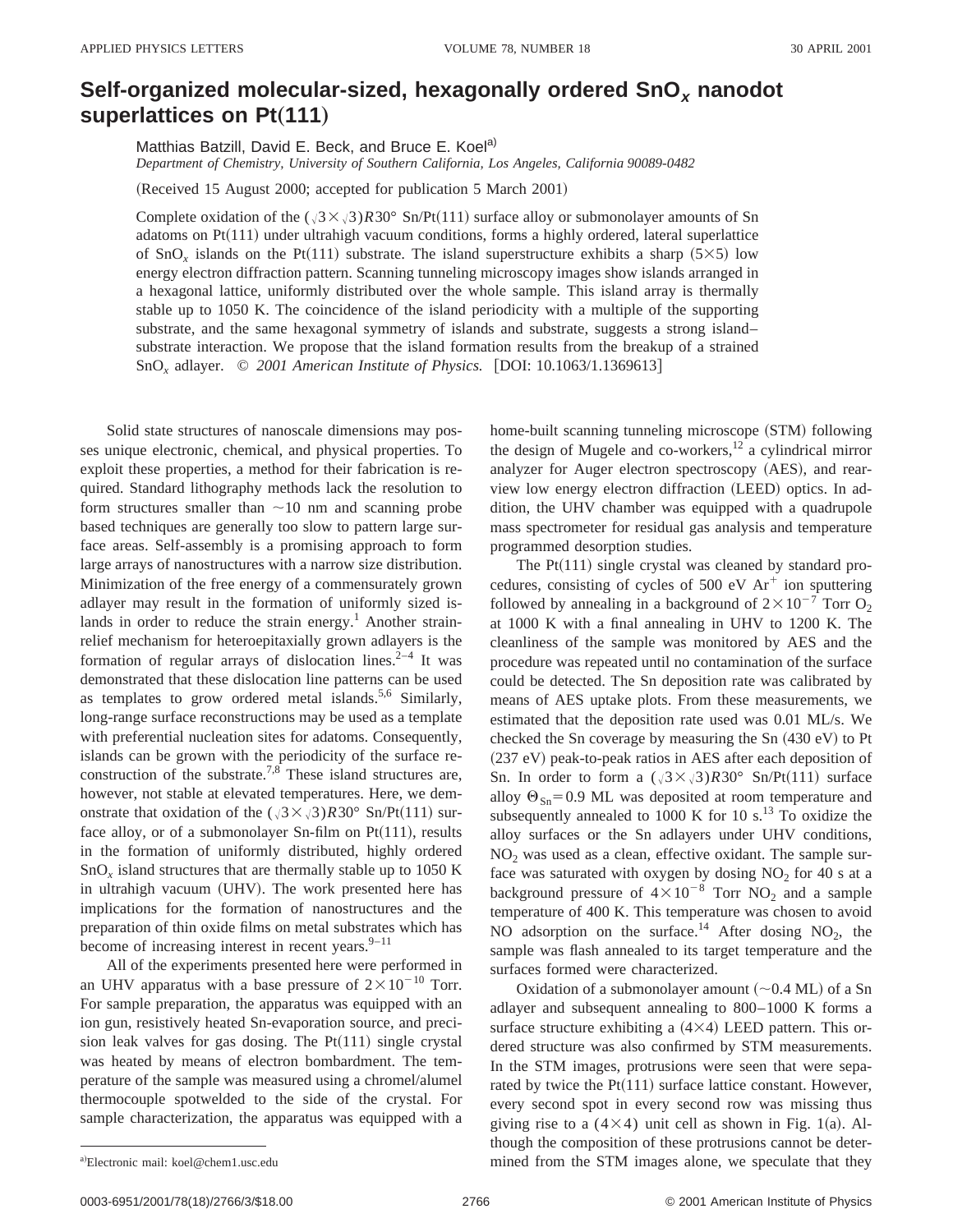# Self-organized molecular-sized, hexagonally ordered $SnO_x$ nanodot superlattices on Pt(111)

Matthias Batzill, David E. Beck, and Bruce E. Koel[a)]

*Department of Chemistry, University of Southern California, Los Angeles, California 90089-0482*

(Received 15 August 2000; accepted for publication 5 March 2001)

Complete oxidation of the $(\sqrt{3}\times\sqrt{3})R30°$ Sn/Pt(111) surface alloy or submonolayer amounts of Sn adatoms on Pt(111) under ultrahigh vacuum conditions, forms a highly ordered, lateral superlattice of $SnO_x$ islands on the Pt(111) substrate. The island superstructure exhibits a sharp (5×5) low energy electron diffraction pattern. Scanning tunneling microscopy images show islands arranged in a hexagonal lattice, uniformly distributed over the whole sample. This island array is thermally stable up to 1050 K. The coincidence of the island periodicity with a multiple of the supporting substrate, and the same hexagonal symmetry of islands and substrate, suggests a strong island–substrate interaction. We propose that the island formation results from the breakup of a strained $SnO_x$ adlayer. © *2001 American Institute of Physics.* [DOI: 10.1063/1.1369613]

Solid state structures of nanoscale dimensions may posses unique electronic, chemical, and physical properties. To exploit these properties, a method for their fabrication is required. Standard lithography methods lack the resolution to form structures smaller than ~10 nm and scanning probe based techniques are generally too slow to pattern large surface areas. Self-assembly is a promising approach to form large arrays of nanostructures with a narrow size distribution. Minimization of the free energy of a commensurately grown adlayer may result in the formation of uniformly sized islands in order to reduce the strain energy.[1] Another strain-relief mechanism for heteroepitaxially grown adlayers is the formation of regular arrays of dislocation lines.[2–4] It was demonstrated that these dislocation line patterns can be used as templates to grow ordered metal islands.[5,6] Similarly, long-range surface reconstructions may be used as a template with preferential nucleation sites for adatoms. Consequently, islands can be grown with the periodicity of the surface reconstruction of the substrate.[7,8] These island structures are, however, not stable at elevated temperatures. Here, we demonstrate that oxidation of the $(\sqrt{3}\times\sqrt{3})R30°$ Sn/Pt(111) surface alloy, or of a submonolayer Sn-film on Pt(111), results in the formation of uniformly distributed, highly ordered $SnO_x$ island structures that are thermally stable up to 1050 K in ultrahigh vacuum (UHV). The work presented here has implications for the formation of nanostructures and the preparation of thin oxide films on metal substrates which has become of increasing interest in recent years.[9–11]

All of the experiments presented here were performed in an UHV apparatus with a base pressure of $2\times10^{-10}$ Torr. For sample preparation, the apparatus was equipped with an ion gun, resistively heated Sn-evaporation source, and precision leak valves for gas dosing. The Pt(111) single crystal was heated by means of electron bombardment. The temperature of the sample was measured using a chromel/alumel thermocouple spotwelded to the side of the crystal. For sample characterization, the apparatus was equipped with a home-built scanning tunneling microscope (STM) following the design of Mugele and co-workers,[12] a cylindrical mirror analyzer for Auger electron spectroscopy (AES), and rear-view low energy electron diffraction (LEED) optics. In addition, the UHV chamber was equipped with a quadrupole mass spectrometer for residual gas analysis and temperature programmed desorption studies.

The Pt(111) single crystal was cleaned by standard procedures, consisting of cycles of 500 eV $Ar^+$ ion sputtering followed by annealing in a background of $2\times10^{-7}$ Torr $O_2$ at 1000 K with a final annealing in UHV to 1200 K. The cleanliness of the sample was monitored by AES and the procedure was repeated until no contamination of the surface could be detected. The Sn deposition rate was calibrated by means of AES uptake plots. From these measurements, we estimated that the deposition rate used was 0.01 ML/s. We checked the Sn coverage by measuring the Sn (430 eV) to Pt (237 eV) peak-to-peak ratios in AES after each deposition of Sn. In order to form a $(\sqrt{3}\times\sqrt{3})R30°$ Sn/Pt(111) surface alloy $\Theta_{Sn}=0.9$ ML was deposited at room temperature and subsequently annealed to 1000 K for 10 s.[13] To oxidize the alloy surfaces or the Sn adlayers under UHV conditions, $NO_2$ was used as a clean, effective oxidant. The sample surface was saturated with oxygen by dosing $NO_2$ for 40 s at a background pressure of $4\times10^{-8}$ Torr $NO_2$ and a sample temperature of 400 K. This temperature was chosen to avoid NO adsorption on the surface.[14] After dosing $NO_2$, the sample was flash annealed to its target temperature and the surfaces formed were characterized.

Oxidation of a submonolayer amount (~0.4 ML) of a Sn adlayer and subsequent annealing to 800–1000 K forms a surface structure exhibiting a (4×4) LEED pattern. This ordered structure was also confirmed by STM measurements. In the STM images, protrusions were seen that were separated by twice the Pt(111) surface lattice constant. However, every second spot in every second row was missing thus giving rise to a (4×4) unit cell as shown in Fig. 1(a). Although the composition of these protrusions cannot be determined from the STM images alone, we speculate that they

[a)]Electronic mail: koel@chem1.usc.edu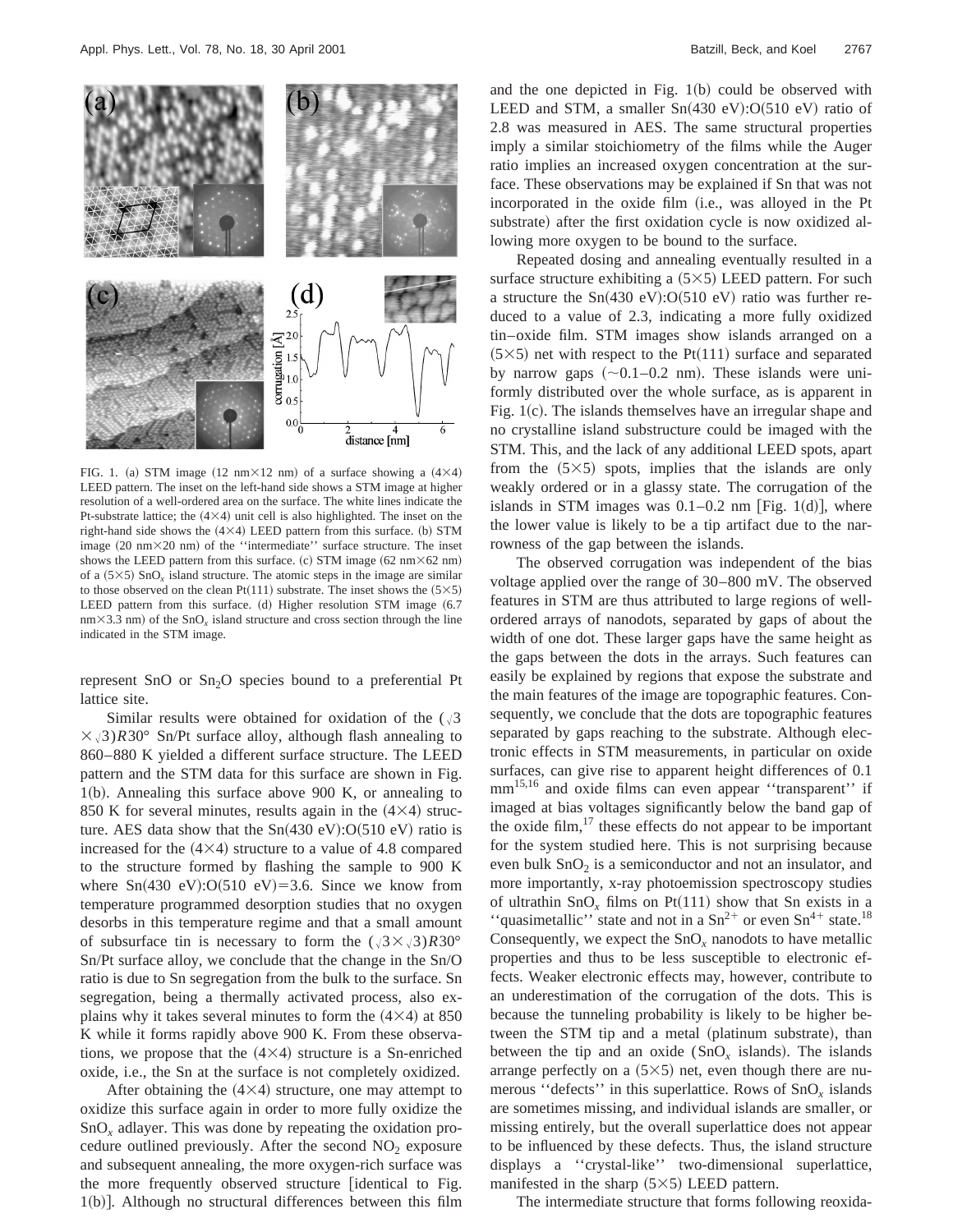FIG. 1. (a) STM image (12 nm×12 nm) of a surface showing a (4×4) LEED pattern. The inset on the left-hand side shows a STM image at higher resolution of a well-ordered area on the surface. The white lines indicate the Pt-substrate lattice; the (4×4) unit cell is also highlighted. The inset on the right-hand side shows the (4×4) LEED pattern from this surface. (b) STM image (20 nm×20 nm) of the ''intermediate'' surface structure. The inset shows the LEED pattern from this surface. (c) STM image (62 nm×62 nm) of a (5×5) $SnO_x$ island structure. The atomic steps in the image are similar to those observed on the clean Pt(111) substrate. The inset shows the (5×5) LEED pattern from this surface. (d) Higher resolution STM image (6.7 nm×3.3 nm) of the $SnO_x$ island structure and cross section through the line indicated in the STM image.

represent SnO or $Sn_2O$ species bound to a preferential Pt lattice site.

Similar results were obtained for oxidation of the $(\sqrt{3}\times\sqrt{3})R30°$ Sn/Pt surface alloy, although flash annealing to 860–880 K yielded a different surface structure. The LEED pattern and the STM data for this surface are shown in Fig. 1(b). Annealing this surface above 900 K, or annealing to 850 K for several minutes, results again in the (4×4) structure. AES data show that the Sn(430 eV):O(510 eV) ratio is increased for the (4×4) structure to a value of 4.8 compared to the structure formed by flashing the sample to 900 K where Sn(430 eV):O(510 eV)=3.6. Since we know from temperature programmed desorption studies that no oxygen desorbs in this temperature regime and that a small amount of subsurface tin is necessary to form the $(\sqrt{3}\times\sqrt{3})R30°$ Sn/Pt surface alloy, we conclude that the change in the Sn/O ratio is due to Sn segregation from the bulk to the surface. Sn segregation, being a thermally activated process, also explains why it takes several minutes to form the (4×4) at 850 K while it forms rapidly above 900 K. From these observations, we propose that the (4×4) structure is a Sn-enriched oxide, i.e., the Sn at the surface is not completely oxidized.

After obtaining the (4×4) structure, one may attempt to oxidize this surface again in order to more fully oxidize the $SnO_x$ adlayer. This was done by repeating the oxidation procedure outlined previously. After the second $NO_2$ exposure and subsequent annealing, the more oxygen-rich surface was the more frequently observed structure [identical to Fig. 1(b)]. Although no structural differences between this film and the one depicted in Fig. 1(b) could be observed with LEED and STM, a smaller Sn(430 eV):O(510 eV) ratio of 2.8 was measured in AES. The same structural properties imply a similar stoichiometry of the films while the Auger ratio implies an increased oxygen concentration at the surface. These observations may be explained if Sn that was not incorporated in the oxide film (i.e., was alloyed in the Pt substrate) after the first oxidation cycle is now oxidized allowing more oxygen to be bound to the surface.

Repeated dosing and annealing eventually resulted in a surface structure exhibiting a (5×5) LEED pattern. For such a structure the Sn(430 eV):O(510 eV) ratio was further reduced to a value of 2.3, indicating a more fully oxidized tin–oxide film. STM images show islands arranged on a (5×5) net with respect to the Pt(111) surface and separated by narrow gaps (~0.1–0.2 nm). These islands were uniformly distributed over the whole surface, as is apparent in Fig. 1(c). The islands themselves have an irregular shape and no crystalline island substructure could be imaged with the STM. This, and the lack of any additional LEED spots, apart from the (5×5) spots, implies that the islands are only weakly ordered or in a glassy state. The corrugation of the islands in STM images was 0.1–0.2 nm [Fig. 1(d)], where the lower value is likely to be a tip artifact due to the narrowness of the gap between the islands.

The observed corrugation was independent of the bias voltage applied over the range of 30–800 mV. The observed features in STM are thus attributed to large regions of well-ordered arrays of nanodots, separated by gaps of about the width of one dot. These larger gaps have the same height as the gaps between the dots in the arrays. Such features can easily be explained by regions that expose the substrate and the main features of the image are topographic features. Consequently, we conclude that the dots are topographic features separated by gaps reaching to the substrate. Although electronic effects in STM measurements, in particular on oxide surfaces, can give rise to apparent height differences of 0.1 mm[15,16] and oxide films can even appear ''transparent'' if imaged at bias voltages significantly below the band gap of the oxide film,[17] these effects do not appear to be important for the system studied here. This is not surprising because even bulk $SnO_2$ is a semiconductor and not an insulator, and more importantly, x-ray photoemission spectroscopy studies of ultrathin $SnO_x$ films on Pt(111) show that Sn exists in a ''quasimetallic'' state and not in a $Sn^{2+}$ or even $Sn^{4+}$ state.[18] Consequently, we expect the $SnO_x$ nanodots to have metallic properties and thus to be less susceptible to electronic effects. Weaker electronic effects may, however, contribute to an underestimation of the corrugation of the dots. This is because the tunneling probability is likely to be higher between the STM tip and a metal (platinum substrate), than between the tip and an oxide ($SnO_x$ islands). The islands arrange perfectly on a (5×5) net, even though there are numerous ''defects'' in this superlattice. Rows of $SnO_x$ islands are sometimes missing, and individual islands are smaller, or missing entirely, but the overall superlattice does not appear to be influenced by these defects. Thus, the island structure displays a ''crystal-like'' two-dimensional superlattice, manifested in the sharp (5×5) LEED pattern.

The intermediate structure that forms following reoxida-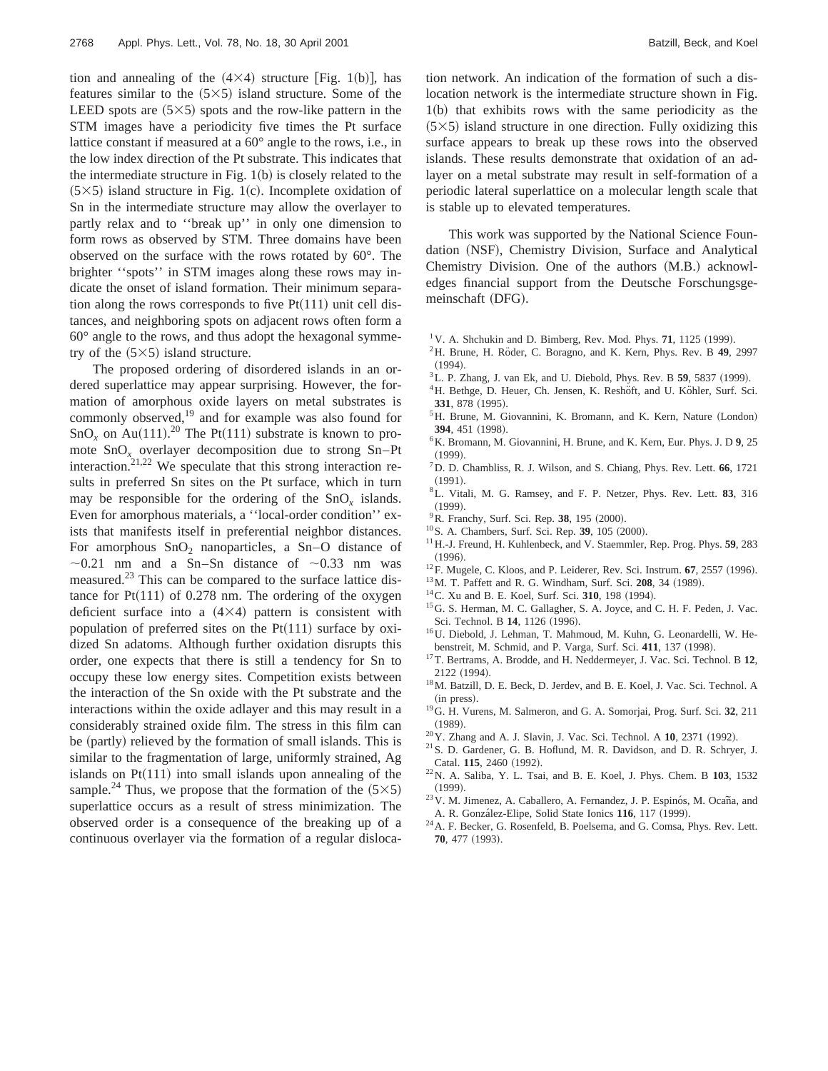tion and annealing of the (4×4) structure [Fig. 1(b)], has features similar to the (5×5) island structure. Some of the LEED spots are (5×5) spots and the row-like pattern in the STM images have a periodicity five times the Pt surface lattice constant if measured at a 60° angle to the rows, i.e., in the low index direction of the Pt substrate. This indicates that the intermediate structure in Fig. 1(b) is closely related to the (5×5) island structure in Fig. 1(c). Incomplete oxidation of Sn in the intermediate structure may allow the overlayer to partly relax and to ''break up'' in only one dimension to form rows as observed by STM. Three domains have been observed on the surface with the rows rotated by 60°. The brighter ''spots'' in STM images along these rows may indicate the onset of island formation. Their minimum separation along the rows corresponds to five Pt(111) unit cell distances, and neighboring spots on adjacent rows often form a 60° angle to the rows, and thus adopt the hexagonal symmetry of the (5×5) island structure.

The proposed ordering of disordered islands in an ordered superlattice may appear surprising. However, the formation of amorphous oxide layers on metal substrates is commonly observed,[19] and for example was also found for $SnO_x$ on Au(111).[20] The Pt(111) substrate is known to promote $SnO_x$ overlayer decomposition due to strong Sn–Pt interaction.[21,22] We speculate that this strong interaction results in preferred Sn sites on the Pt surface, which in turn may be responsible for the ordering of the $SnO_x$ islands. Even for amorphous materials, a ''local-order condition'' exists that manifests itself in preferential neighbor distances. For amorphous $SnO_2$ nanoparticles, a Sn–O distance of ~0.21 nm and a Sn–Sn distance of ~0.33 nm was measured.[23] This can be compared to the surface lattice distance for Pt(111) of 0.278 nm. The ordering of the oxygen deficient surface into a (4×4) pattern is consistent with population of preferred sites on the Pt(111) surface by oxidized Sn adatoms. Although further oxidation disrupts this order, one expects that there is still a tendency for Sn to occupy these low energy sites. Competition exists between the interaction of the Sn oxide with the Pt substrate and the interactions within the oxide adlayer and this may result in a considerably strained oxide film. The stress in this film can be (partly) relieved by the formation of small islands. This is similar to the fragmentation of large, uniformly strained, Ag islands on Pt(111) into small islands upon annealing of the sample.[24] Thus, we propose that the formation of the (5×5) superlattice occurs as a result of stress minimization. The observed order is a consequence of the breaking up of a continuous overlayer via the formation of a regular dislocation network. An indication of the formation of such a dislocation network is the intermediate structure shown in Fig. 1(b) that exhibits rows with the same periodicity as the (5×5) island structure in one direction. Fully oxidizing this surface appears to break up these rows into the observed islands. These results demonstrate that oxidation of an adlayer on a metal substrate may result in self-formation of a periodic lateral superlattice on a molecular length scale that is stable up to elevated temperatures.

This work was supported by the National Science Foundation (NSF), Chemistry Division, Surface and Analytical Chemistry Division. One of the authors (M.B.) acknowledges financial support from the Deutsche Forschungsgemeinschaft (DFG).

[1] V. A. Shchukin and D. Bimberg, Rev. Mod. Phys. **71**, 1125 (1999).
[2] H. Brune, H. Röder, C. Boragno, and K. Kern, Phys. Rev. B **49**, 2997 (1994).
[3] L. P. Zhang, J. van Ek, and U. Diebold, Phys. Rev. B **59**, 5837 (1999).
[4] H. Bethge, D. Heuer, Ch. Jensen, K. Reshöft, and U. Köhler, Surf. Sci. **331**, 878 (1995).
[5] H. Brune, M. Giovannini, K. Bromann, and K. Kern, Nature (London) **394**, 451 (1998).
[6] K. Bromann, M. Giovannini, H. Brune, and K. Kern, Eur. Phys. J. D **9**, 25 (1999).
[7] D. D. Chambliss, R. J. Wilson, and S. Chiang, Phys. Rev. Lett. **66**, 1721 (1991).
[8] L. Vitali, M. G. Ramsey, and F. P. Netzer, Phys. Rev. Lett. **83**, 316 (1999).
[9] R. Franchy, Surf. Sci. Rep. **38**, 195 (2000).
[10] S. A. Chambers, Surf. Sci. Rep. **39**, 105 (2000).
[11] H.-J. Freund, H. Kuhlenbeck, and V. Staemmler, Rep. Prog. Phys. **59**, 283 (1996).
[12] F. Mugele, C. Kloos, and P. Leiderer, Rev. Sci. Instrum. **67**, 2557 (1996).
[13] M. T. Paffett and R. G. Windham, Surf. Sci. **208**, 34 (1989).
[14] C. Xu and B. E. Koel, Surf. Sci. **310**, 198 (1994).
[15] G. S. Herman, M. C. Gallagher, S. A. Joyce, and C. H. F. Peden, J. Vac. Sci. Technol. B **14**, 1126 (1996).
[16] U. Diebold, J. Lehman, T. Mahmoud, M. Kuhn, G. Leonardelli, W. Hebenstreit, M. Schmid, and P. Varga, Surf. Sci. **411**, 137 (1998).
[17] T. Bertrams, A. Brodde, and H. Neddermeyer, J. Vac. Sci. Technol. B **12**, 2122 (1994).
[18] M. Batzill, D. E. Beck, D. Jerdev, and B. E. Koel, J. Vac. Sci. Technol. A (in press).
[19] G. H. Vurens, M. Salmeron, and G. A. Somorjai, Prog. Surf. Sci. **32**, 211 (1989).
[20] Y. Zhang and A. J. Slavin, J. Vac. Sci. Technol. A **10**, 2371 (1992).
[21] S. D. Gardener, G. B. Hoflund, M. R. Davidson, and D. R. Schryer, J. Catal. **115**, 2460 (1992).
[22] N. A. Saliba, Y. L. Tsai, and B. E. Koel, J. Phys. Chem. B **103**, 1532 (1999).
[23] V. M. Jimenez, A. Caballero, A. Fernandez, J. P. Espinós, M. Ocaña, and A. R. González-Elipe, Solid State Ionics **116**, 117 (1999).
[24] A. F. Becker, G. Rosenfeld, B. Poelsema, and G. Comsa, Phys. Rev. Lett. **70**, 477 (1993).